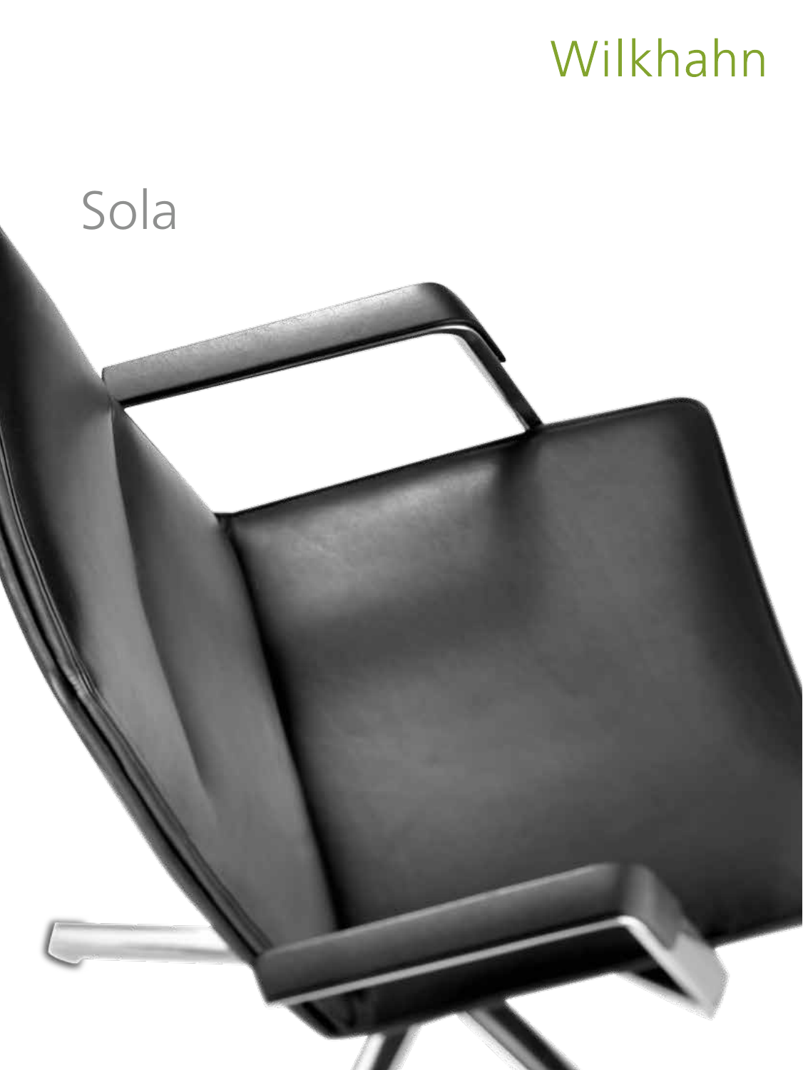Wilkhahn

# Sola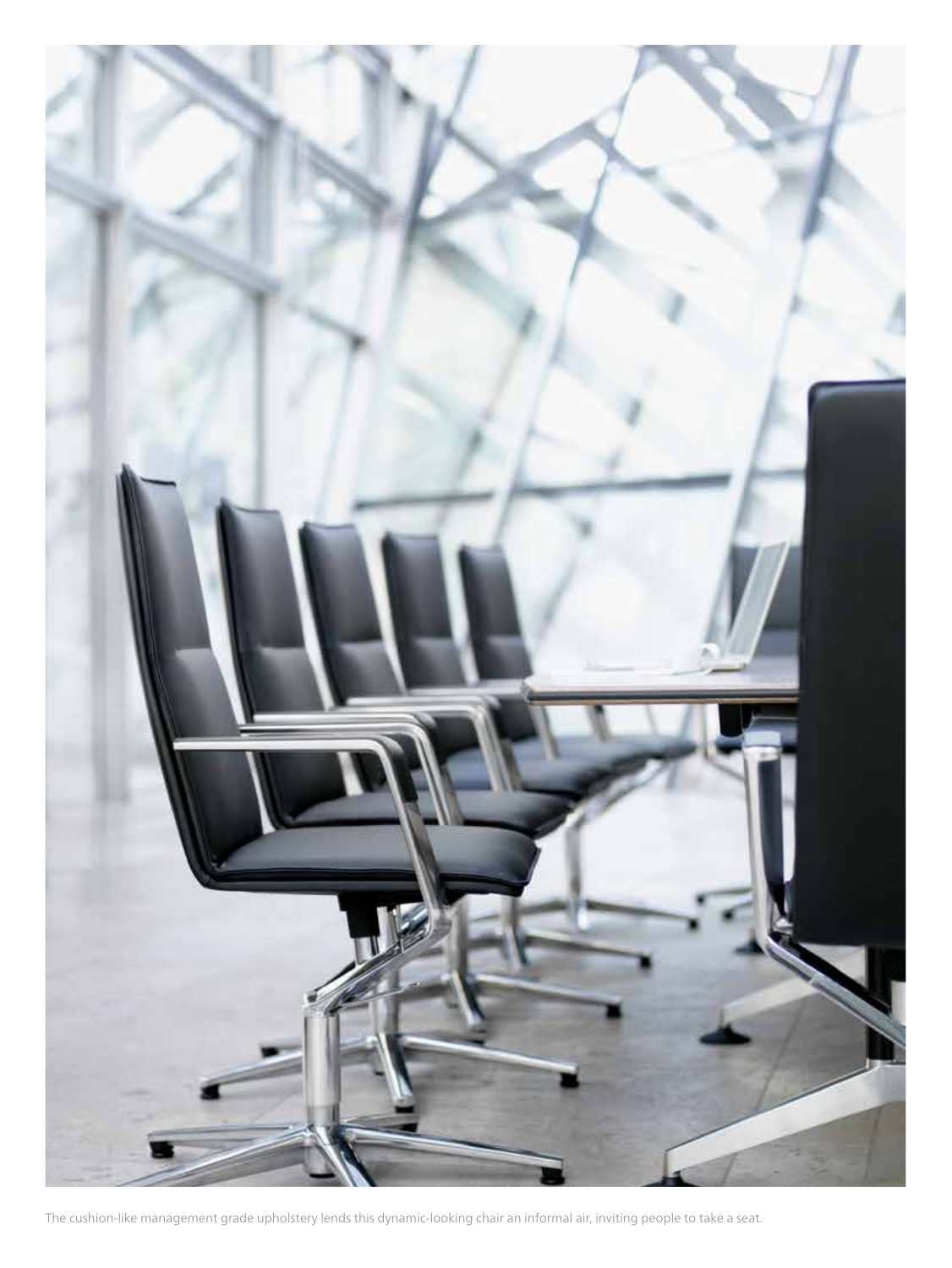The cushion-like management grade upholstery lends this dynamic-looking chair an informal air, inviting people to take a seat.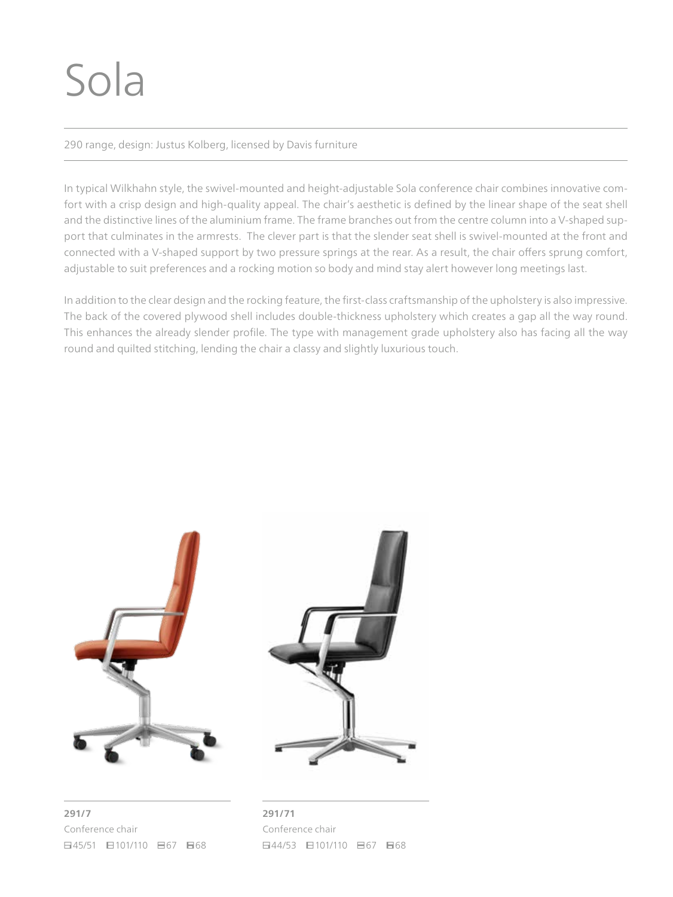# Sola

290 range, design: Justus Kolberg, licensed by Davis furniture

In typical Wilkhahn style, the swivel-mounted and height-adjustable Sola conference chair combines innovative comfort with a crisp design and high-quality appeal. The chair's aesthetic is defined by the linear shape of the seat shell and the distinctive lines of the aluminium frame. The frame branches out from the centre column into a V-shaped support that culminates in the armrests. The clever part is that the slender seat shell is swivel-mounted at the front and connected with a V-shaped support by two pressure springs at the rear. As a result, the chair offers sprung comfort, adjustable to suit preferences and a rocking motion so body and mind stay alert however long meetings last.

In addition to the clear design and the rocking feature, the first-class craftsmanship of the upholstery is also impressive. The back of the covered plywood shell includes double-thickness upholstery which creates a gap all the way round. This enhances the already slender profile. The type with management grade upholstery also has facing all the way round and quilted stitching, lending the chair a classy and slightly luxurious touch.

**291/7**
Conference chair
45/51 101/110 67 68

**291/71**
Conference chair
44/53 101/110 67 68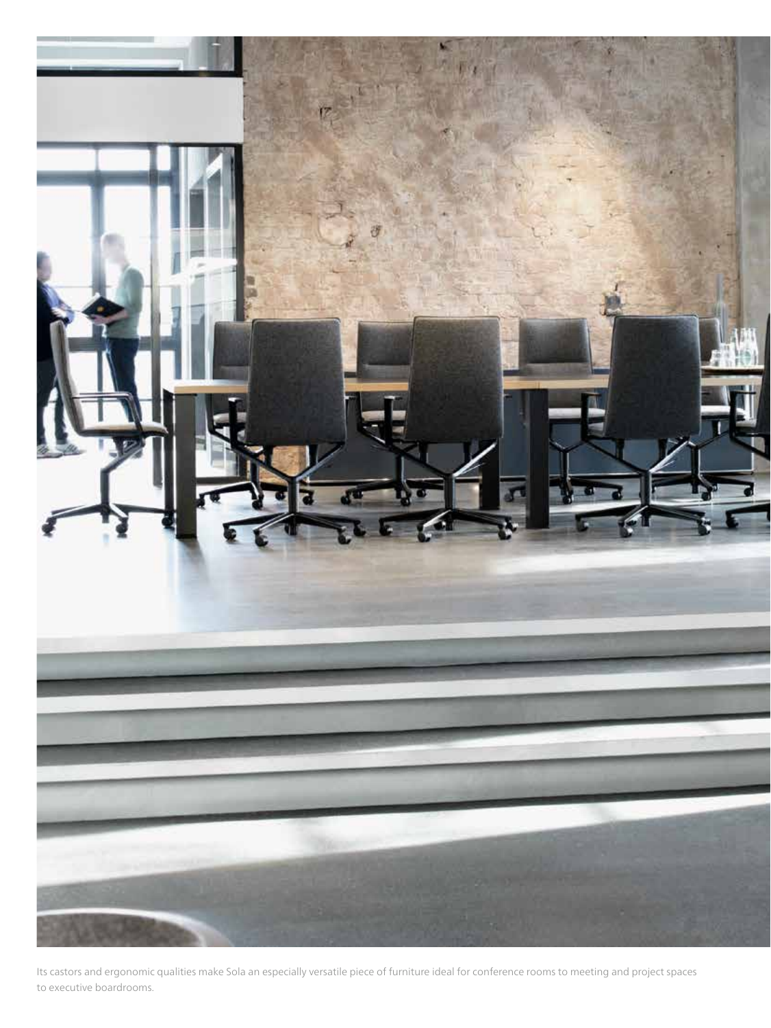Its castors and ergonomic qualities make Sola an especially versatile piece of furniture ideal for conference rooms to meeting and project spaces to executive boardrooms.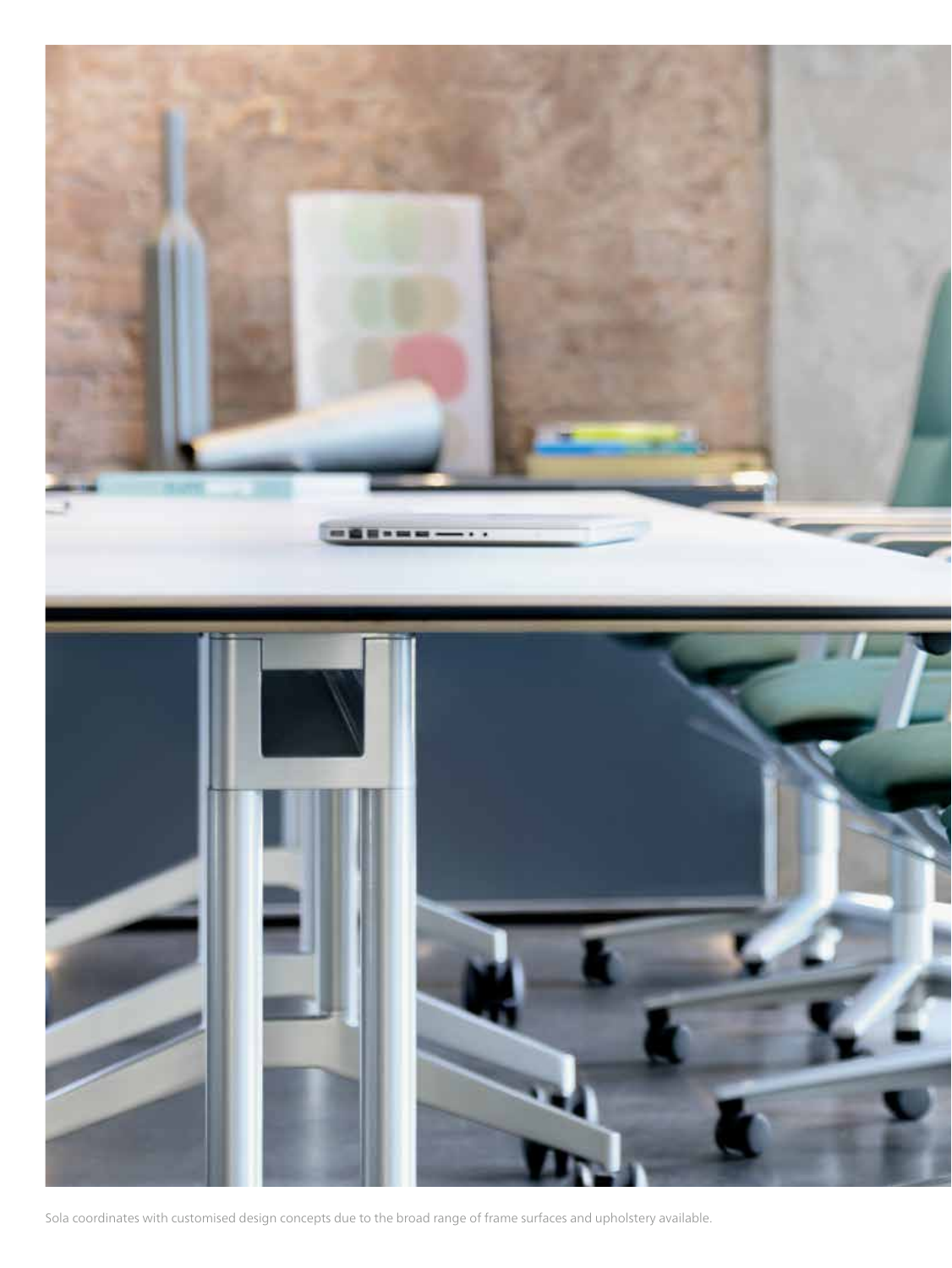Sola coordinates with customised design concepts due to the broad range of frame surfaces and upholstery available.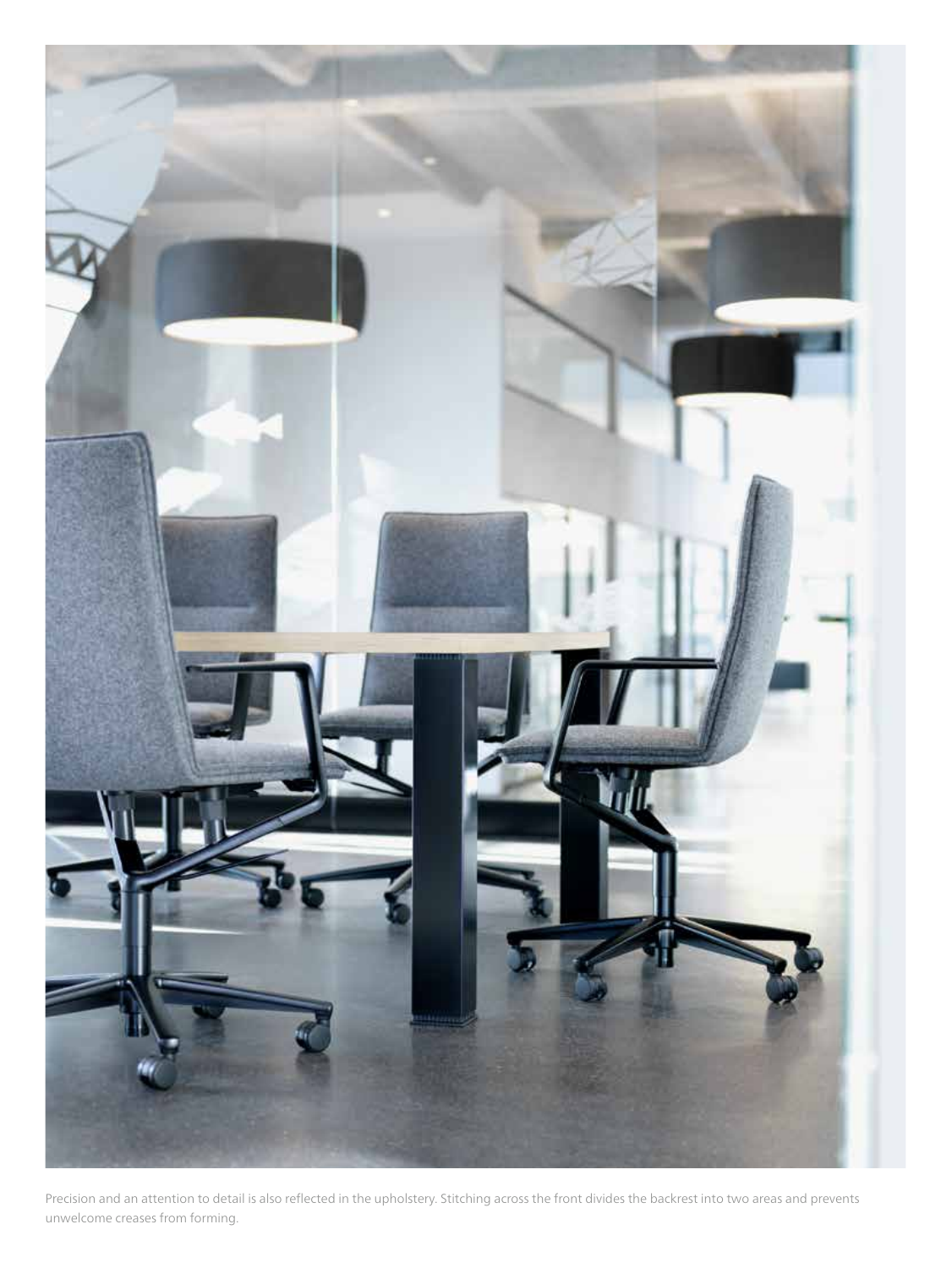Precision and an attention to detail is also reflected in the upholstery. Stitching across the front divides the backrest into two areas and prevents unwelcome creases from forming.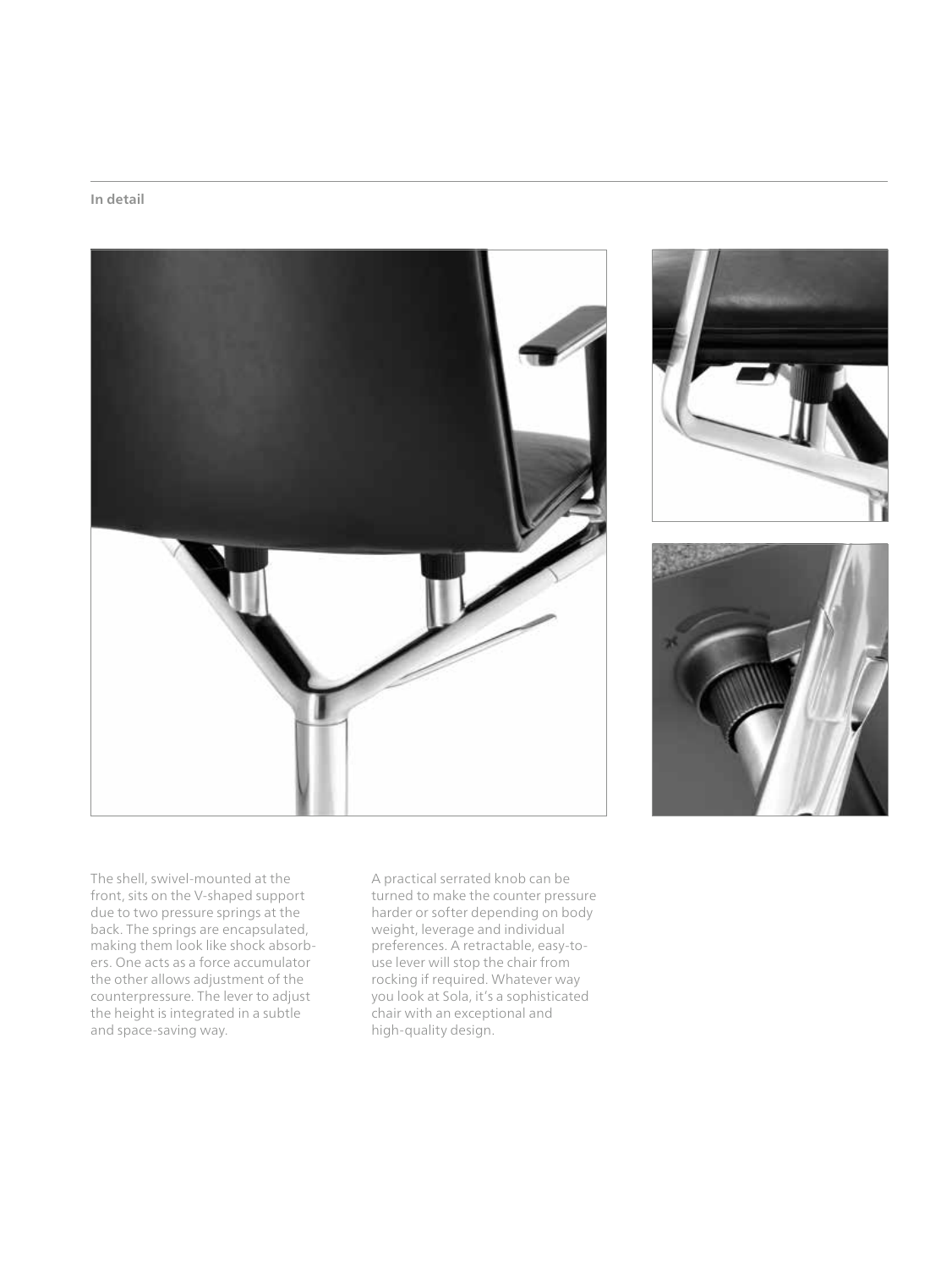**In detail**

The shell, swivel-mounted at the front, sits on the V-shaped support due to two pressure springs at the back. The springs are encapsulated, making them look like shock absorbers. One acts as a force accumulator the other allows adjustment of the counterpressure. The lever to adjust the height is integrated in a subtle and space-saving way.

A practical serrated knob can be turned to make the counter pressure harder or softer depending on body weight, leverage and individual preferences. A retractable, easy-to-use lever will stop the chair from rocking if required. Whatever way you look at Sola, it's a sophisticated chair with an exceptional and high-quality design.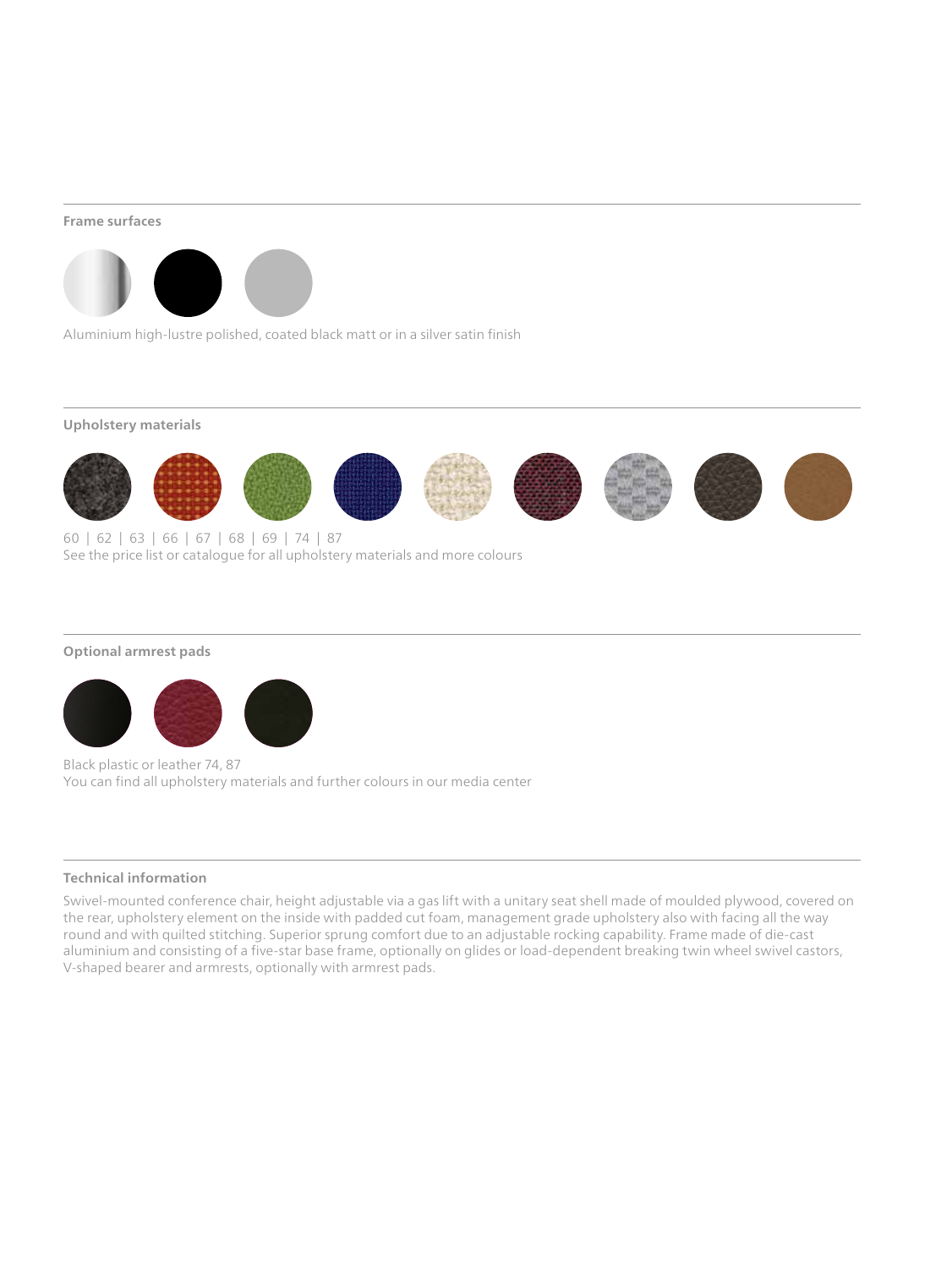## Frame surfaces

Aluminium high-lustre polished, coated black matt or in a silver satin finish

## Upholstery materials

60 | 62 | 63 | 66 | 67 | 68 | 69 | 74 | 87

See the price list or catalogue for all upholstery materials and more colours

## Optional armrest pads

Black plastic or leather 74, 87

You can find all upholstery materials and further colours in our media center

## Technical information

Swivel-mounted conference chair, height adjustable via a gas lift with a unitary seat shell made of moulded plywood, covered on the rear, upholstery element on the inside with padded cut foam, management grade upholstery also with facing all the way round and with quilted stitching. Superior sprung comfort due to an adjustable rocking capability. Frame made of die-cast aluminium and consisting of a five-star base frame, optionally on glides or load-dependent breaking twin wheel swivel castors, V-shaped bearer and armrests, optionally with armrest pads.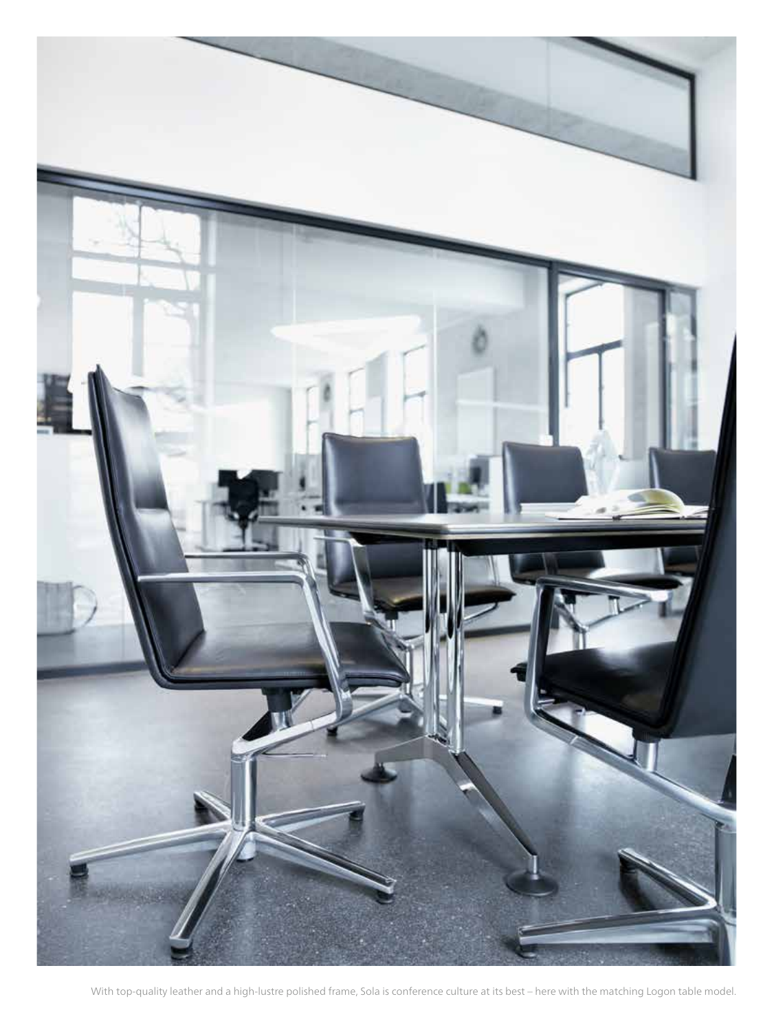With top-quality leather and a high-lustre polished frame, Sola is conference culture at its best – here with the matching Logon table model.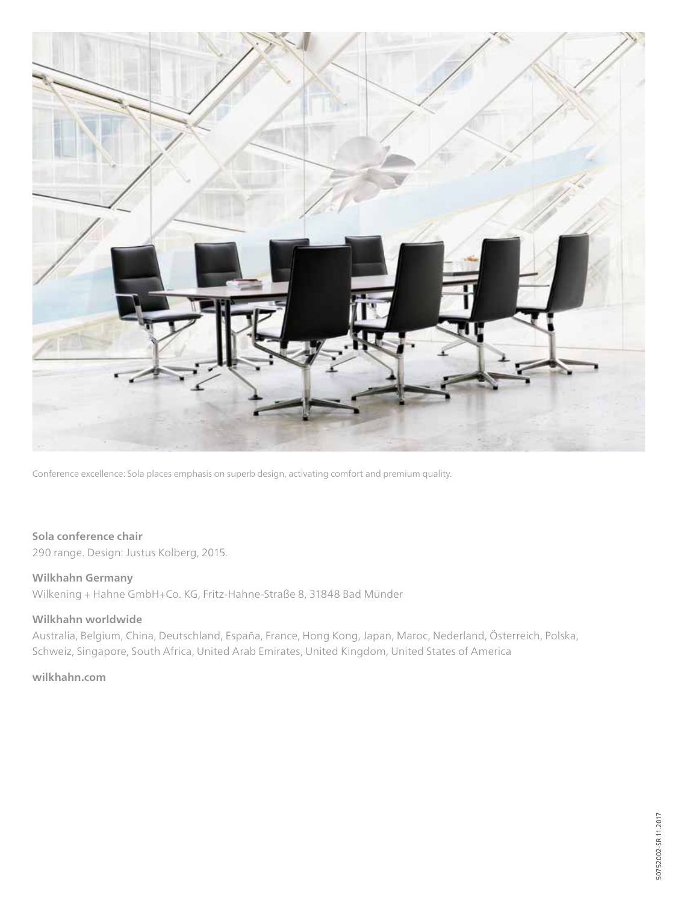Conference excellence: Sola places emphasis on superb design, activating comfort and premium quality.

**Sola conference chair**
290 range. Design: Justus Kolberg, 2015.

**Wilkhahn Germany**
Wilkening + Hahne GmbH+Co. KG, Fritz-Hahne-Straße 8, 31848 Bad Münder

**Wilkhahn worldwide**
Australia, Belgium, China, Deutschland, España, France, Hong Kong, Japan, Maroc, Nederland, Österreich, Polska, Schweiz, Singapore, South Africa, United Arab Emirates, United Kingdom, United States of America

**wilkhahn.com**

50752002-5R 11.2017